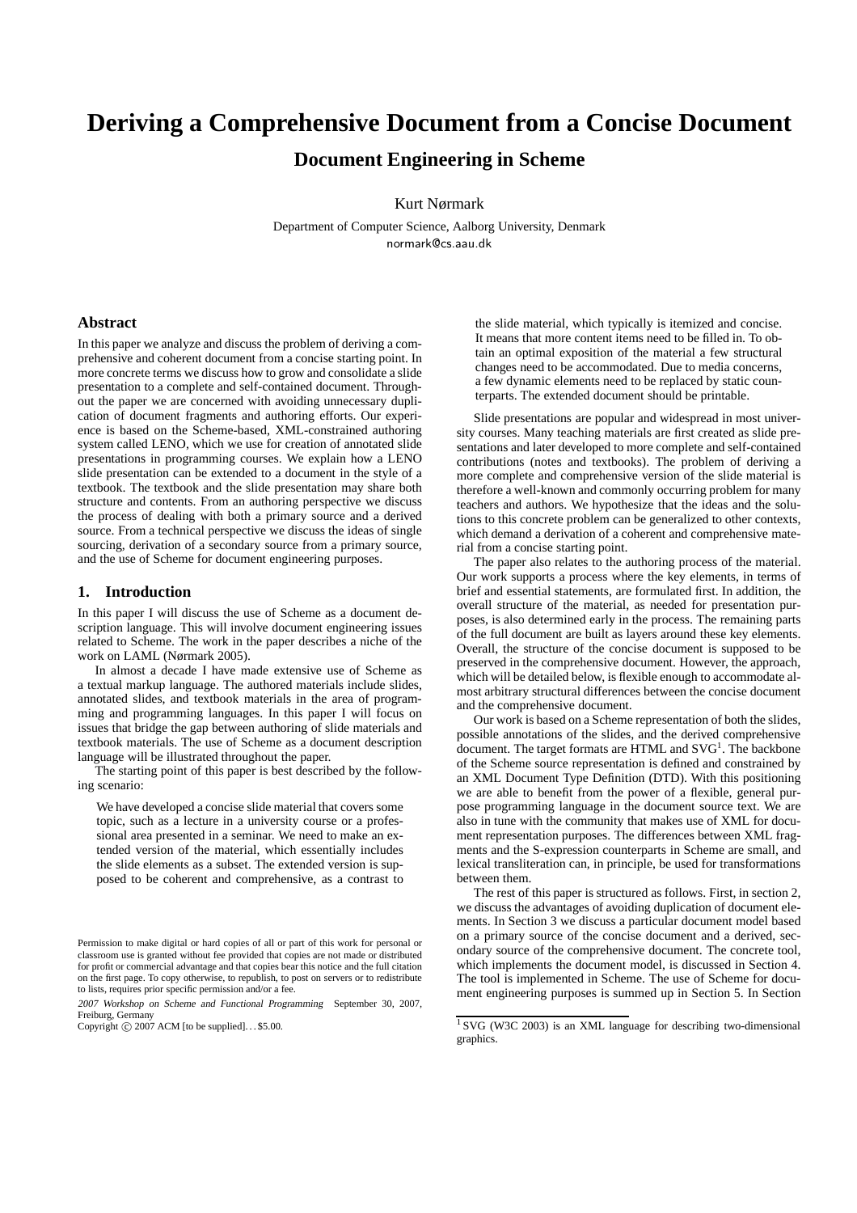# Deriving a Comprehensive Document from a Concise Document

## Document Engineering in Scheme

Kurt Nørmark

Department of Computer Science, Aalborg University, Denmark
normark@cs.aau.dk

### Abstract

In this paper we analyze and discuss the problem of deriving a comprehensive and coherent document from a concise starting point. In more concrete terms we discuss how to grow and consolidate a slide presentation to a complete and self-contained document. Throughout the paper we are concerned with avoiding unnecessary duplication of document fragments and authoring efforts. Our experience is based on the Scheme-based, XML-constrained authoring system called LENO, which we use for creation of annotated slide presentations in programming courses. We explain how a LENO slide presentation can be extended to a document in the style of a textbook. The textbook and the slide presentation may share both structure and contents. From an authoring perspective we discuss the process of dealing with both a primary source and a derived source. From a technical perspective we discuss the ideas of single sourcing, derivation of a secondary source from a primary source, and the use of Scheme for document engineering purposes.

## 1. Introduction

In this paper I will discuss the use of Scheme as a document description language. This will involve document engineering issues related to Scheme. The work in the paper describes a niche of the work on LAML (Nørmark 2005).

In almost a decade I have made extensive use of Scheme as a textual markup language. The authored materials include slides, annotated slides, and textbook materials in the area of programming and programming languages. In this paper I will focus on issues that bridge the gap between authoring of slide materials and textbook materials. The use of Scheme as a document description language will be illustrated throughout the paper.

The starting point of this paper is best described by the following scenario:

> We have developed a concise slide material that covers some topic, such as a lecture in a university course or a professional area presented in a seminar. We need to make an extended version of the material, which essentially includes the slide elements as a subset. The extended version is supposed to be coherent and comprehensive, as a contrast to the slide material, which typically is itemized and concise. It means that more content items need to be filled in. To obtain an optimal exposition of the material a few structural changes need to be accommodated. Due to media concerns, a few dynamic elements need to be replaced by static counterparts. The extended document should be printable.

Slide presentations are popular and widespread in most university courses. Many teaching materials are first created as slide presentations and later developed to more complete and self-contained contributions (notes and textbooks). The problem of deriving a more complete and comprehensive version of the slide material is therefore a well-known and commonly occurring problem for many teachers and authors. We hypothesize that the ideas and the solutions to this concrete problem can be generalized to other contexts, which demand a derivation of a coherent and comprehensive material from a concise starting point.

The paper also relates to the authoring process of the material. Our work supports a process where the key elements, in terms of brief and essential statements, are formulated first. In addition, the overall structure of the material, as needed for presentation purposes, is also determined early in the process. The remaining parts of the full document are built as layers around these key elements. Overall, the structure of the concise document is supposed to be preserved in the comprehensive document. However, the approach, which will be detailed below, is flexible enough to accommodate almost arbitrary structural differences between the concise document and the comprehensive document.

Our work is based on a Scheme representation of both the slides, possible annotations of the slides, and the derived comprehensive document. The target formats are HTML and SVG[1]. The backbone of the Scheme source representation is defined and constrained by an XML Document Type Definition (DTD). With this positioning we are able to benefit from the power of a flexible, general purpose programming language in the document source text. We are also in tune with the community that makes use of XML for document representation purposes. The differences between XML fragments and the S-expression counterparts in Scheme are small, and lexical transliteration can, in principle, be used for transformations between them.

The rest of this paper is structured as follows. First, in section 2, we discuss the advantages of avoiding duplication of document elements. In Section 3 we discuss a particular document model based on a primary source of the concise document and a derived, secondary source of the comprehensive document. The concrete tool, which implements the document model, is discussed in Section 4. The tool is implemented in Scheme. The use of Scheme for document engineering purposes is summed up in Section 5. In Section

[1] SVG (W3C 2003) is an XML language for describing two-dimensional graphics.

Permission to make digital or hard copies of all or part of this work for personal or classroom use is granted without fee provided that copies are not made or distributed for profit or commercial advantage and that copies bear this notice and the full citation on the first page. To copy otherwise, to republish, to post on servers or to redistribute to lists, requires prior specific permission and/or a fee.

*2007 Workshop on Scheme and Functional Programming* September 30, 2007, Freiburg, Germany

Copyright © 2007 ACM [to be supplied]. . . $5.00.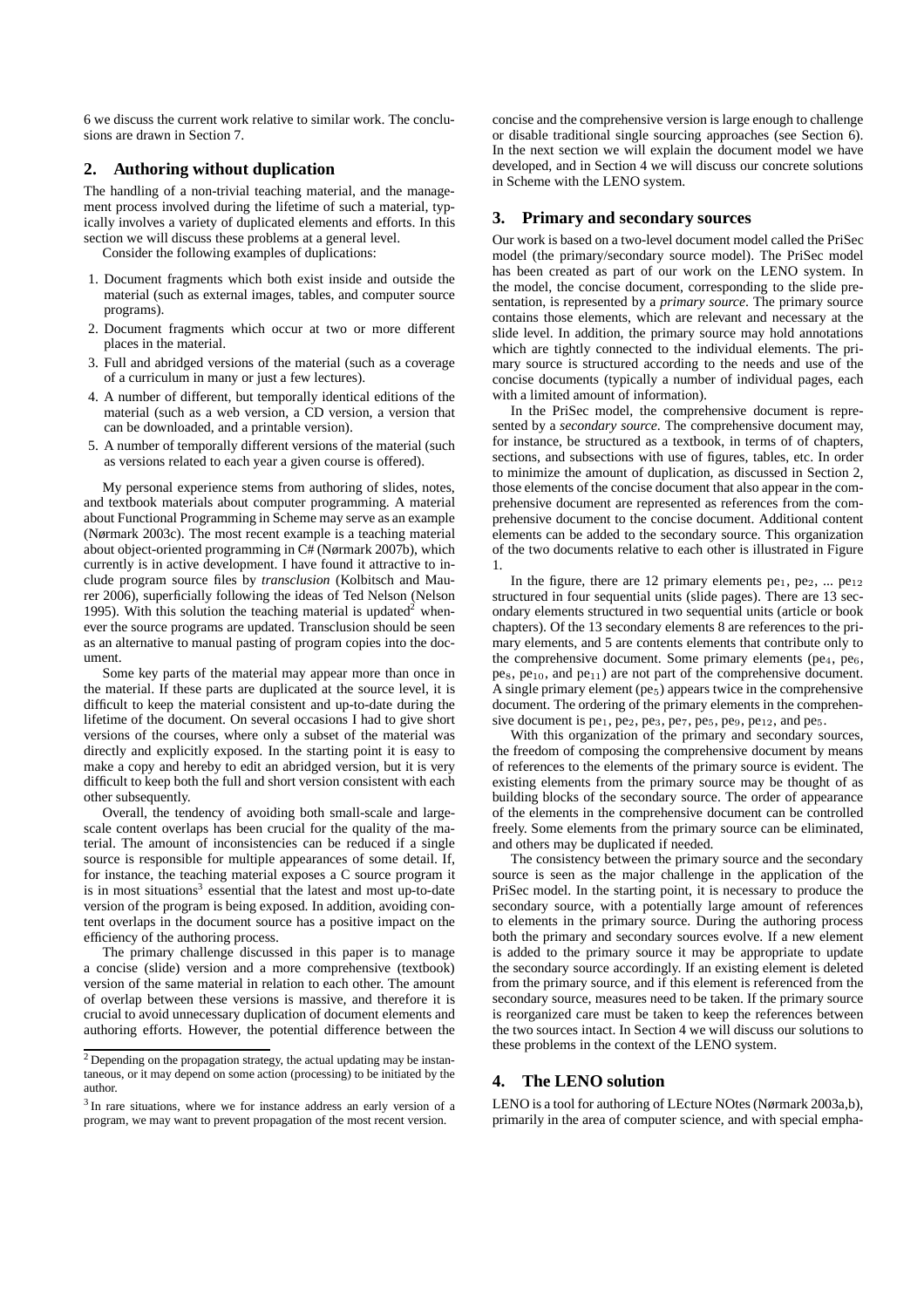6 we discuss the current work relative to similar work. The conclusions are drawn in Section 7.

## 2. Authoring without duplication

The handling of a non-trivial teaching material, and the management process involved during the lifetime of such a material, typically involves a variety of duplicated elements and efforts. In this section we will discuss these problems at a general level.

Consider the following examples of duplications:

1. Document fragments which both exist inside and outside the material (such as external images, tables, and computer source programs).
2. Document fragments which occur at two or more different places in the material.
3. Full and abridged versions of the material (such as a coverage of a curriculum in many or just a few lectures).
4. A number of different, but temporally identical editions of the material (such as a web version, a CD version, a version that can be downloaded, and a printable version).
5. A number of temporally different versions of the material (such as versions related to each year a given course is offered).

My personal experience stems from authoring of slides, notes, and textbook materials about computer programming. A material about Functional Programming in Scheme may serve as an example (Nørmark 2003c). The most recent example is a teaching material about object-oriented programming in C# (Nørmark 2007b), which currently is in active development. I have found it attractive to include program source files by *transclusion* (Kolbitsch and Maurer 2006), superficially following the ideas of Ted Nelson (Nelson 1995). With this solution the teaching material is updated[2] whenever the source programs are updated. Transclusion should be seen as an alternative to manual pasting of program copies into the document.

Some key parts of the material may appear more than once in the material. If these parts are duplicated at the source level, it is difficult to keep the material consistent and up-to-date during the lifetime of the document. On several occasions I had to give short versions of the courses, where only a subset of the material was directly and explicitly exposed. In the starting point it is easy to make a copy and hereby to edit an abridged version, but it is very difficult to keep both the full and short version consistent with each other subsequently.

Overall, the tendency of avoiding both small-scale and large-scale content overlaps has been crucial for the quality of the material. The amount of inconsistencies can be reduced if a single source is responsible for multiple appearances of some detail. If, for instance, the teaching material exposes a C source program it is in most situations[3] essential that the latest and most up-to-date version of the program is being exposed. In addition, avoiding content overlaps in the document source has a positive impact on the efficiency of the authoring process.

The primary challenge discussed in this paper is to manage a concise (slide) version and a more comprehensive (textbook) version of the same material in relation to each other. The amount of overlap between these versions is massive, and therefore it is crucial to avoid unnecessary duplication of document elements and authoring efforts. However, the potential difference between the concise and the comprehensive version is large enough to challenge or disable traditional single sourcing approaches (see Section 6). In the next section we will explain the document model we have developed, and in Section 4 we will discuss our concrete solutions in Scheme with the LENO system.

[2] Depending on the propagation strategy, the actual updating may be instantaneous, or it may depend on some action (processing) to be initiated by the author.

[3] In rare situations, where we for instance address an early version of a program, we may want to prevent propagation of the most recent version.

## 3. Primary and secondary sources

Our work is based on a two-level document model called the PriSec model (the primary/secondary source model). The PriSec model has been created as part of our work on the LENO system. In the model, the concise document, corresponding to the slide presentation, is represented by a *primary source*. The primary source contains those elements, which are relevant and necessary at the slide level. In addition, the primary source may hold annotations which are tightly connected to the individual elements. The primary source is structured according to the needs and use of the concise documents (typically a number of individual pages, each with a limited amount of information).

In the PriSec model, the comprehensive document is represented by a *secondary source*. The comprehensive document may, for instance, be structured as a textbook, in terms of of chapters, sections, and subsections with use of figures, tables, etc. In order to minimize the amount of duplication, as discussed in Section 2, those elements of the concise document that also appear in the comprehensive document are represented as references from the comprehensive document to the concise document. Additional content elements can be added to the secondary source. This organization of the two documents relative to each other is illustrated in Figure 1.

In the figure, there are 12 primary elements $pe_1$, $pe_2$, ... $pe_{12}$ structured in four sequential units (slide pages). There are 13 secondary elements structured in two sequential units (article or book chapters). Of the 13 secondary elements 8 are references to the primary elements, and 5 are contents elements that contribute only to the comprehensive document. Some primary elements ($pe_4$, $pe_6$, $pe_8$, $pe_{10}$, and $pe_{11}$) are not part of the comprehensive document. A single primary element ($pe_5$) appears twice in the comprehensive document. The ordering of the primary elements in the comprehensive document is $pe_1$, $pe_2$, $pe_3$, $pe_7$, $pe_5$, $pe_9$, $pe_{12}$, and $pe_5$.

With this organization of the primary and secondary sources, the freedom of composing the comprehensive document by means of references to the elements of the primary source is evident. The existing elements from the primary source may be thought of as building blocks of the secondary source. The order of appearance of the elements in the comprehensive document can be controlled freely. Some elements from the primary source can be eliminated, and others may be duplicated if needed.

The consistency between the primary source and the secondary source is seen as the major challenge in the application of the PriSec model. In the starting point, it is necessary to produce the secondary source, with a potentially large amount of references to elements in the primary source. During the authoring process both the primary and secondary sources evolve. If a new element is added to the primary source it may be appropriate to update the secondary source accordingly. If an existing element is deleted from the primary source, and if this element is referenced from the secondary source, measures need to be taken. If the primary source is reorganized care must be taken to keep the references between the two sources intact. In Section 4 we will discuss our solutions to these problems in the context of the LENO system.

## 4. The LENO solution

LENO is a tool for authoring of LEcture NOtes (Nørmark 2003a,b), primarily in the area of computer science, and with special empha-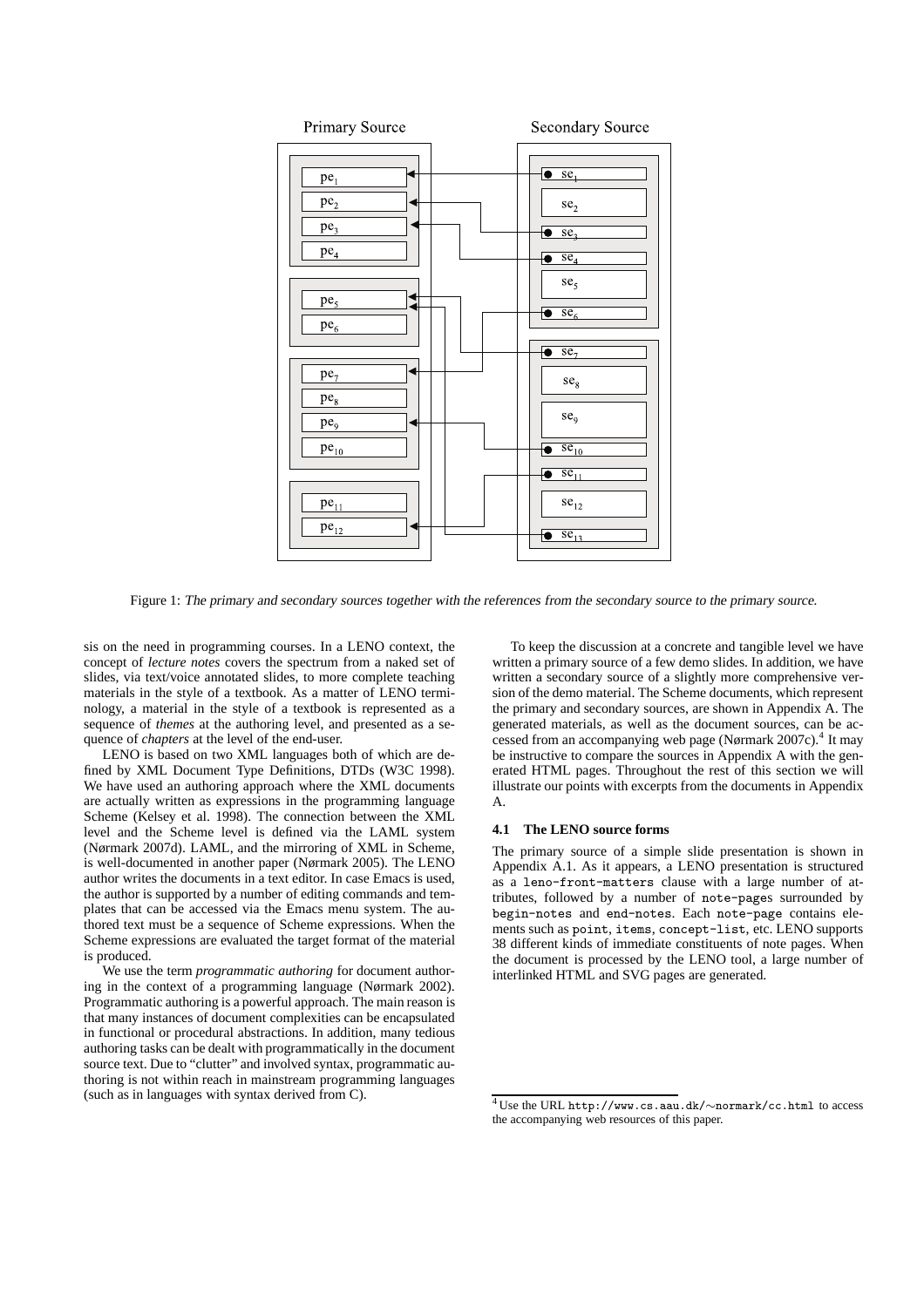Figure 1: *The primary and secondary sources together with the references from the secondary source to the primary source.*

sis on the need in programming courses. In a LENO context, the concept of *lecture notes* covers the spectrum from a naked set of slides, via text/voice annotated slides, to more complete teaching materials in the style of a textbook. As a matter of LENO terminology, a material in the style of a textbook is represented as a sequence of *themes* at the authoring level, and presented as a sequence of *chapters* at the level of the end-user.

LENO is based on two XML languages both of which are defined by XML Document Type Definitions, DTDs (W3C 1998). We have used an authoring approach where the XML documents are actually written as expressions in the programming language Scheme (Kelsey et al. 1998). The connection between the XML level and the Scheme level is defined via the LAML system (Nørmark 2007d). LAML, and the mirroring of XML in Scheme, is well-documented in another paper (Nørmark 2005). The LENO author writes the documents in a text editor. In case Emacs is used, the author is supported by a number of editing commands and templates that can be accessed via the Emacs menu system. The authored text must be a sequence of Scheme expressions. When the Scheme expressions are evaluated the target format of the material is produced.

We use the term *programmatic authoring* for document authoring in the context of a programming language (Nørmark 2002). Programmatic authoring is a powerful approach. The main reason is that many instances of document complexities can be encapsulated in functional or procedural abstractions. In addition, many tedious authoring tasks can be dealt with programmatically in the document source text. Due to "clutter" and involved syntax, programmatic authoring is not within reach in mainstream programming languages (such as in languages with syntax derived from C).

To keep the discussion at a concrete and tangible level we have written a primary source of a few demo slides. In addition, we have written a secondary source of a slightly more comprehensive version of the demo material. The Scheme documents, which represent the primary and secondary sources, are shown in Appendix A. The generated materials, as well as the document sources, can be accessed from an accompanying web page (Nørmark 2007c).[4] It may be instructive to compare the sources in Appendix A with the generated HTML pages. Throughout the rest of this section we will illustrate our points with excerpts from the documents in Appendix A.

### 4.1 The LENO source forms

The primary source of a simple slide presentation is shown in Appendix A.1. As it appears, a LENO presentation is structured as a `leno-front-matters` clause with a large number of attributes, followed by a number of `note-pages` surrounded by `begin-notes` and `end-notes`. Each `note-page` contains elements such as `point`, `items`, `concept-list`, etc. LENO supports 38 different kinds of immediate constituents of note pages. When the document is processed by the LENO tool, a large number of interlinked HTML and SVG pages are generated.

[4] Use the URL `http://www.cs.aau.dk/~normark/cc.html` to access the accompanying web resources of this paper.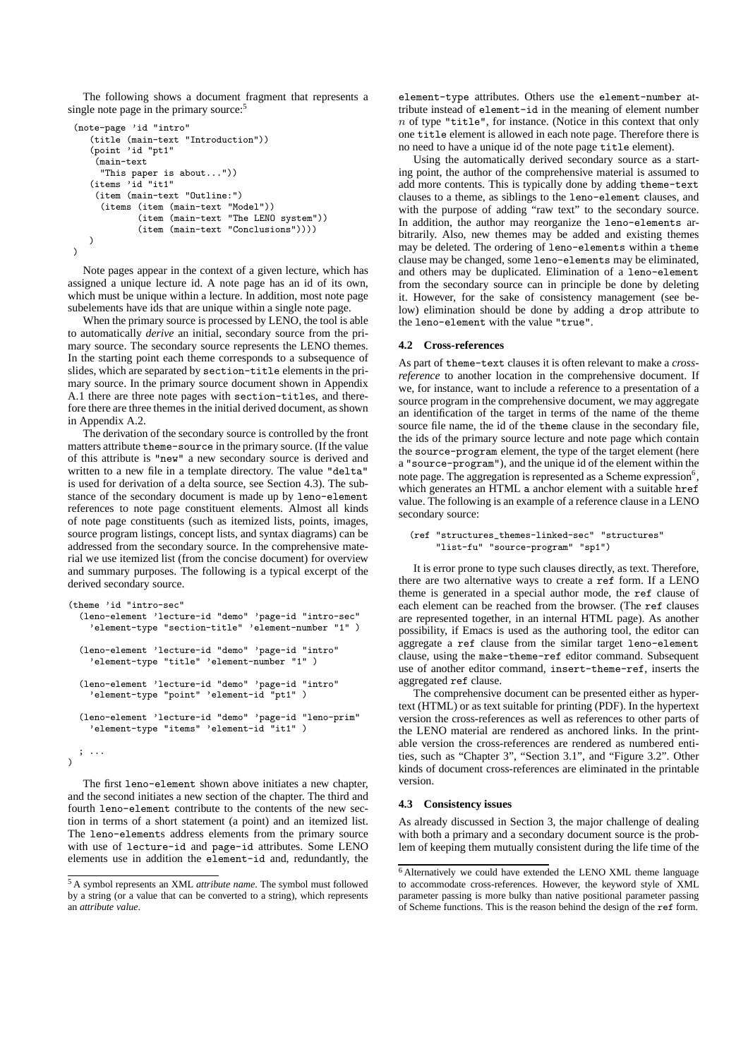The following shows a document fragment that represents a single note page in the primary source:[5]

```
(note-page 'id "intro"
   (title (main-text "Introduction"))
   (point 'id "pt1"
    (main-text
     "This paper is about..."))
   (items 'id "it1"
    (item (main-text "Outline:")
     (items (item (main-text "Model"))
            (item (main-text "The LENO system"))
            (item (main-text "Conclusions"))))
   )
)
```

Note pages appear in the context of a given lecture, which has assigned a unique lecture id. A note page has an id of its own, which must be unique within a lecture. In addition, most note page subelements have ids that are unique within a single note page.

When the primary source is processed by LENO, the tool is able to automatically *derive* an initial, secondary source from the primary source. The secondary source represents the LENO themes. In the starting point each theme corresponds to a subsequence of slides, which are separated by `section-title` elements in the primary source. In the primary source document shown in Appendix A.1 there are three note pages with `section-titles`, and therefore there are three themes in the initial derived document, as shown in Appendix A.2.

The derivation of the secondary source is controlled by the front matters attribute `theme-source` in the primary source. (If the value of this attribute is `"new"` a new secondary source is derived and written to a new file in a template directory. The value `"delta"` is used for derivation of a delta source, see Section 4.3). The substance of the secondary document is made up by `leno-element` references to note page constituent elements. Almost all kinds of note page constituents (such as itemized lists, points, images, source program listings, concept lists, and syntax diagrams) can be addressed from the secondary source. In the comprehensive material we use itemized list (from the concise document) for overview and summary purposes. The following is a typical excerpt of the derived secondary source.

```
(theme 'id "intro-sec"
  (leno-element 'lecture-id "demo" 'page-id "intro-sec"
    'element-type "section-title" 'element-number "1" )

  (leno-element 'lecture-id "demo" 'page-id "intro"
    'element-type "title" 'element-number "1" )

  (leno-element 'lecture-id "demo" 'page-id "intro"
    'element-type "point" 'element-id "pt1" )

  (leno-element 'lecture-id "demo" 'page-id "leno-prim"
    'element-type "items" 'element-id "it1" )

  ; ...
)
```

The first `leno-element` shown above initiates a new chapter, and the second initiates a new section of the chapter. The third and fourth `leno-element` contribute to the contents of the new section in terms of a short statement (a point) and an itemized list. The `leno-elements` address elements from the primary source with use of `lecture-id` and `page-id` attributes. Some LENO elements use in addition the `element-id` and, redundantly, the `element-type` attributes. Others use the `element-number` attribute instead of `element-id` in the meaning of element number $n$ of type `"title"`, for instance. (Notice in this context that only one `title` element is allowed in each note page. Therefore there is no need to have a unique id of the note page `title` element).

Using the automatically derived secondary source as a starting point, the author of the comprehensive material is assumed to add more contents. This is typically done by adding `theme-text` clauses to a theme, as siblings to the `leno-element` clauses, and with the purpose of adding "raw text" to the secondary source. In addition, the author may reorganize the `leno-elements` arbitrarily. Also, new themes may be added and existing themes may be deleted. The ordering of `leno-elements` within a `theme` clause may be changed, some `leno-elements` may be eliminated, and others may be duplicated. Elimination of a `leno-element` from the secondary source can in principle be done by deleting it. However, for the sake of consistency management (see below) elimination should be done by adding a `drop` attribute to the `leno-element` with the value `"true"`.

### 4.2 Cross-references

As part of `theme-text` clauses it is often relevant to make a *cross-reference* to another location in the comprehensive document. If we, for instance, want to include a reference to a presentation of a source program in the comprehensive document, we may aggregate an identification of the target in terms of the name of the theme source file name, the id of the `theme` clause in the secondary file, the ids of the primary source lecture and note page which contain the `source-program` element, the type of the target element (here a `"source-program"`), and the unique id of the element within the note page. The aggregation is represented as a Scheme expression[6], which generates an HTML a anchor element with a suitable `href` value. The following is an example of a reference clause in a LENO secondary source:

```
(ref "structures_themes-linked-sec" "structures"
     "list-fu" "source-program" "sp1")
```

It is error prone to type such clauses directly, as text. Therefore, there are two alternative ways to create a `ref` form. If a LENO theme is generated in a special author mode, the `ref` clause of each element can be reached from the browser. (The `ref` clauses are represented together, in an internal HTML page). As another possibility, if Emacs is used as the authoring tool, the editor can aggregate a `ref` clause from the similar target `leno-element` clause, using the `make-theme-ref` editor command. Subsequent use of another editor command, `insert-theme-ref`, inserts the aggregated `ref` clause.

The comprehensive document can be presented either as hypertext (HTML) or as text suitable for printing (PDF). In the hypertext version the cross-references as well as references to other parts of the LENO material are rendered as anchored links. In the printable version the cross-references are rendered as numbered entities, such as "Chapter 3", "Section 3.1", and "Figure 3.2". Other kinds of document cross-references are eliminated in the printable version.

### 4.3 Consistency issues

As already discussed in Section 3, the major challenge of dealing with both a primary and a secondary document source is the problem of keeping them mutually consistent during the life time of the

[5] A symbol represents an XML *attribute name*. The symbol must followed by a string (or a value that can be converted to a string), which represents an *attribute value*.

[6] Alternatively we could have extended the LENO XML theme language to accommodate cross-references. However, the keyword style of XML parameter passing is more bulky than native positional parameter passing of Scheme functions. This is the reason behind the design of the `ref` form.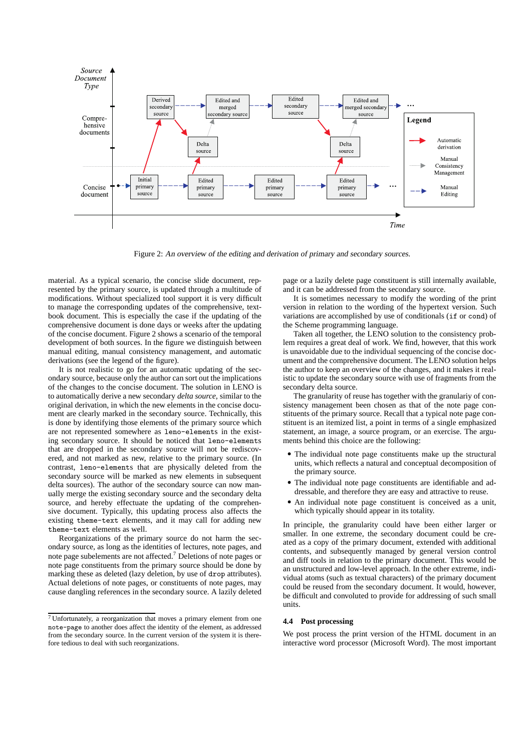Figure 2: *An overview of the editing and derivation of primary and secondary sources.*

material. As a typical scenario, the concise slide document, represented by the primary source, is updated through a multitude of modifications. Without specialized tool support it is very difficult to manage the corresponding updates of the comprehensive, textbook document. This is especially the case if the updating of the comprehensive document is done days or weeks after the updating of the concise document. Figure 2 shows a scenario of the temporal development of both sources. In the figure we distinguish between manual editing, manual consistency management, and automatic derivations (see the legend of the figure).

It is not realistic to go for an automatic updating of the secondary source, because only the author can sort out the implications of the changes to the concise document. The solution in LENO is to automatically derive a new secondary *delta source*, similar to the original derivation, in which the new elements in the concise document are clearly marked in the secondary source. Technically, this is done by identifying those elements of the primary source which are not represented somewhere as `leno-elements` in the existing secondary source. It should be noticed that `leno-elements` that are dropped in the secondary source will not be rediscovered, and not marked as new, relative to the primary source. (In contrast, `leno-elements` that are physically deleted from the secondary source will be marked as new elements in subsequent delta sources). The author of the secondary source can now manually merge the existing secondary source and the secondary delta source, and hereby effectuate the updating of the comprehensive document. Typically, this updating process also affects the existing `theme-text` elements, and it may call for adding new `theme-text` elements as well.

Reorganizations of the primary source do not harm the secondary source, as long as the identities of lectures, note pages, and note page subelements are not affected.[7] Deletions of note pages or note page constituents from the primary source should be done by marking these as deleted (lazy deletion, by use of `drop` attributes). Actual deletions of note pages, or constituents of note pages, may cause dangling references in the secondary source. A lazily deleted page or a lazily delete page constituent is still internally available, and it can be addressed from the secondary source.

It is sometimes necessary to modify the wording of the print version in relation to the wording of the hypertext version. Such variations are accomplished by use of conditionals (`if` or `cond`) of the Scheme programming language.

Taken all together, the LENO solution to the consistency problem requires a great deal of work. We find, however, that this work is unavoidable due to the individual sequencing of the concise document and the comprehensive document. The LENO solution helps the author to keep an overview of the changes, and it makes it realistic to update the secondary source with use of fragments from the secondary delta source.

The granularity of reuse has together with the granulariy of consistency management been chosen as that of the note page constituents of the primary source. Recall that a typical note page constituent is an itemized list, a point in terms of a single emphasized statement, an image, a source program, or an exercise. The arguments behind this choice are the following:

- The individual note page constituents make up the structural units, which reflects a natural and conceptual decomposition of the primary source.
- The individual note page constituents are identifiable and addressable, and therefore they are easy and attractive to reuse.
- An individual note page constituent is conceived as a unit, which typically should appear in its totality.

In principle, the granularity could have been either larger or smaller. In one extreme, the secondary document could be created as a copy of the primary document, extended with additional contents, and subsequently managed by general version control and diff tools in relation to the primary document. This would be an unstructured and low-level approach. In the other extreme, individual atoms (such as textual characters) of the primary document could be reused from the secondary document. It would, however, be difficult and convoluted to provide for addressing of such small units.

### 4.4 Post processing

We post process the print version of the HTML document in an interactive word processor (Microsoft Word). The most important

[7] Unfortunately, a reorganization that moves a primary element from one `note-page` to another does affect the identity of the element, as addressed from the secondary source. In the current version of the system it is therefore tedious to deal with such reorganizations.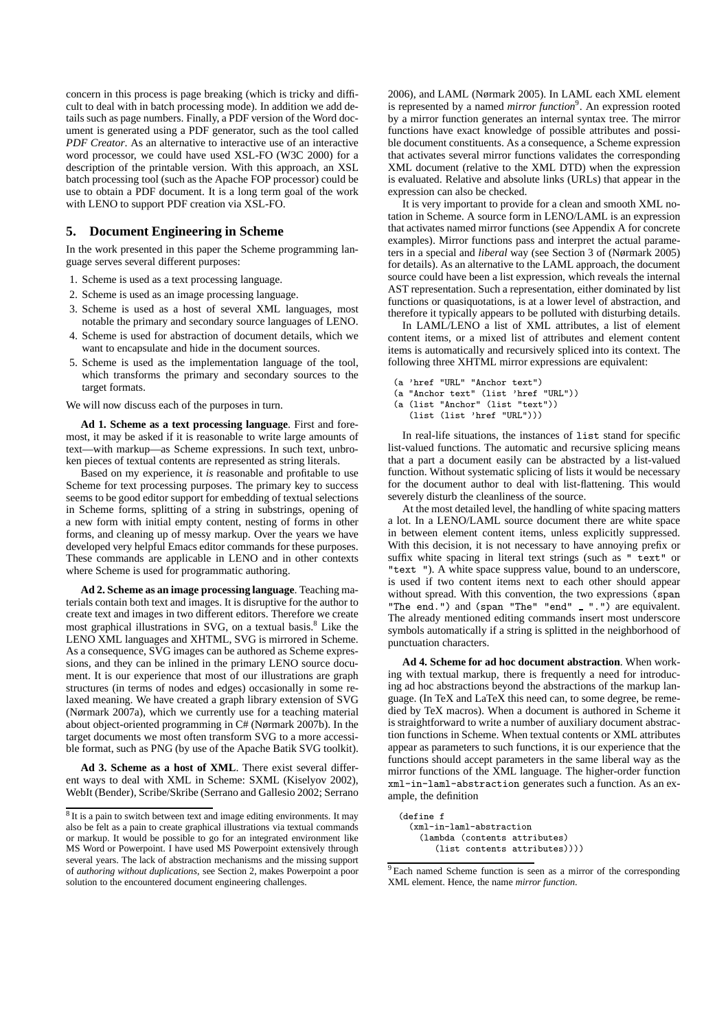concern in this process is page breaking (which is tricky and difficult to deal with in batch processing mode). In addition we add details such as page numbers. Finally, a PDF version of the Word document is generated using a PDF generator, such as the tool called *PDF Creator*. As an alternative to interactive use of an interactive word processor, we could have used XSL-FO (W3C 2000) for a description of the printable version. With this approach, an XSL batch processing tool (such as the Apache FOP processor) could be use to obtain a PDF document. It is a long term goal of the work with LENO to support PDF creation via XSL-FO.

## 5. Document Engineering in Scheme

In the work presented in this paper the Scheme programming language serves several different purposes:

1. Scheme is used as a text processing language.
2. Scheme is used as an image processing language.
3. Scheme is used as a host of several XML languages, most notable the primary and secondary source languages of LENO.
4. Scheme is used for abstraction of document details, which we want to encapsulate and hide in the document sources.
5. Scheme is used as the implementation language of the tool, which transforms the primary and secondary sources to the target formats.

We will now discuss each of the purposes in turn.

**Ad 1. Scheme as a text processing language**. First and foremost, it may be asked if it is reasonable to write large amounts of text—with markup—as Scheme expressions. In such text, unbroken pieces of textual contents are represented as string literals.

Based on my experience, it *is* reasonable and profitable to use Scheme for text processing purposes. The primary key to success seems to be good editor support for embedding of textual selections in Scheme forms, splitting of a string in substrings, opening of a new form with initial empty content, nesting of forms in other forms, and cleaning up of messy markup. Over the years we have developed very helpful Emacs editor commands for these purposes. These commands are applicable in LENO and in other contexts where Scheme is used for programmatic authoring.

**Ad 2. Scheme as an image processing language**. Teaching materials contain both text and images. It is disruptive for the author to create text and images in two different editors. Therefore we create most graphical illustrations in SVG, on a textual basis.[8] Like the LENO XML languages and XHTML, SVG is mirrored in Scheme. As a consequence, SVG images can be authored as Scheme expressions, and they can be inlined in the primary LENO source document. It is our experience that most of our illustrations are graph structures (in terms of nodes and edges) occasionally in some relaxed meaning. We have created a graph library extension of SVG (Nørmark 2007a), which we currently use for a teaching material about object-oriented programming in C# (Nørmark 2007b). In the target documents we most often transform SVG to a more accessible format, such as PNG (by use of the Apache Batik SVG toolkit).

**Ad 3. Scheme as a host of XML**. There exist several different ways to deal with XML in Scheme: SXML (Kiselyov 2002), WebIt (Bender), Scribe/Skribe (Serrano and Gallesio 2002; Serrano 2006), and LAML (Nørmark 2005). In LAML each XML element is represented by a named *mirror function*[9]. An expression rooted by a mirror function generates an internal syntax tree. The mirror functions have exact knowledge of possible attributes and possible document constituents. As a consequence, a Scheme expression that activates several mirror functions validates the corresponding XML document (relative to the XML DTD) when the expression is evaluated. Relative and absolute links (URLs) that appear in the expression can also be checked.

It is very important to provide for a clean and smooth XML notation in Scheme. A source form in LENO/LAML is an expression that activates named mirror functions (see Appendix A for concrete examples). Mirror functions pass and interpret the actual parameters in a special and *liberal* way (see Section 3 of (Nørmark 2005) for details). As an alternative to the LAML approach, the document source could have been a list expression, which reveals the internal AST representation. Such a representation, either dominated by list functions or quasiquotations, is at a lower level of abstraction, and therefore it typically appears to be polluted with disturbing details.

In LAML/LENO a list of XML attributes, a list of element content items, or a mixed list of attributes and element content items is automatically and recursively spliced into its context. The following three XHTML mirror expressions are equivalent:

```
(a 'href "URL" "Anchor text")
(a "Anchor text" (list 'href "URL"))
(a (list "Anchor" (list "text"))
   (list (list 'href "URL")))
```

In real-life situations, the instances of `list` stand for specific list-valued functions. The automatic and recursive splicing means that a part a document easily can be abstracted by a list-valued function. Without systematic splicing of lists it would be necessary for the document author to deal with list-flattening. This would severely disturb the cleanliness of the source.

At the most detailed level, the handling of white spacing matters a lot. In a LENO/LAML source document there are white space in between element content items, unless explicitly suppressed. With this decision, it is not necessary to have annoying prefix or suffix white spacing in literal text strings (such as `" text"` or `"text "`). A white space suppress value, bound to an underscore, is used if two content items next to each other should appear without spread. With this convention, the two expressions `(span "The end.")` and `(span "The" "end" _ ".")` are equivalent. The already mentioned editing commands insert most underscore symbols automatically if a string is splitted in the neighborhood of punctuation characters.

**Ad 4. Scheme for ad hoc document abstraction**. When working with textual markup, there is frequently a need for introducing ad hoc abstractions beyond the abstractions of the markup language. (In TeX and LaTeX this need can, to some degree, be remedied by TeX macros). When a document is authored in Scheme it is straightforward to write a number of auxiliary document abstraction functions in Scheme. When textual contents or XML attributes appear as parameters to such functions, it is our experience that the functions should accept parameters in the same liberal way as the mirror functions of the XML language. The higher-order function `xml-in-laml-abstraction` generates such a function. As an example, the definition

```
(define f
  (xml-in-laml-abstraction
    (lambda (contents attributes)
      (list contents attributes))))
```

[8] It is a pain to switch between text and image editing environments. It may also be felt as a pain to create graphical illustrations via textual commands or markup. It would be possible to go for an integrated environment like MS Word or Powerpoint. I have used MS Powerpoint extensively through several years. The lack of abstraction mechanisms and the missing support of *authoring without duplications*, see Section 2, makes Powerpoint a poor solution to the encountered document engineering challenges.

[9] Each named Scheme function is seen as a mirror of the corresponding XML element. Hence, the name *mirror function*.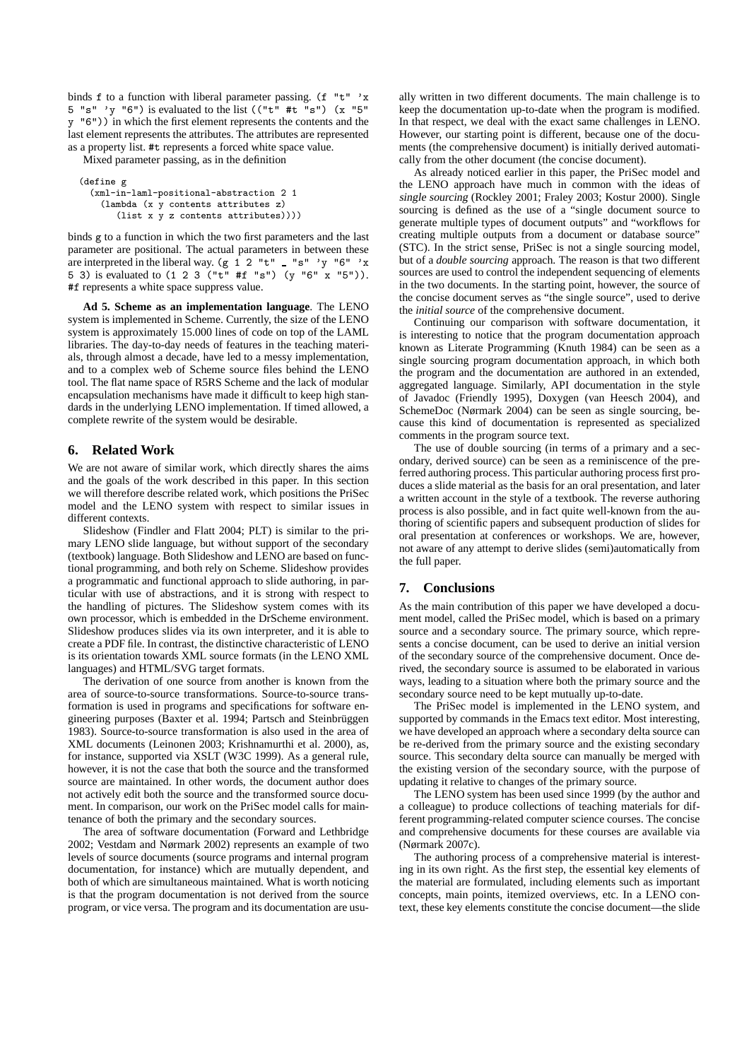binds `f` to a function with liberal parameter passing. `(f "t" 'x 5 "s" 'y "6")` is evaluated to the list `(("t" #t "s") (x "5" y "6"))` in which the first element represents the contents and the last element represents the attributes. The attributes are represented as a property list. `#t` represents a forced white space value.

Mixed parameter passing, as in the definition

```
(define g
  (xml-in-laml-positional-abstraction 2 1
    (lambda (x y contents attributes z)
       (list x y z contents attributes))))
```

binds `g` to a function in which the two first parameters and the last parameter are positional. The actual parameters in between these are interpreted in the liberal way. `(g 1 2 "t" _ "s" 'y "6" 'x 5 3)` is evaluated to `(1 2 3 ("t" #f "s") (y "6" x "5"))`. `#f` represents a white space suppress value.

**Ad 5. Scheme as an implementation language**. The LENO system is implemented in Scheme. Currently, the size of the LENO system is approximately 15.000 lines of code on top of the LAML libraries. The day-to-day needs of features in the teaching materials, through almost a decade, have led to a messy implementation, and to a complex web of Scheme source files behind the LENO tool. The flat name space of R5RS Scheme and the lack of modular encapsulation mechanisms have made it difficult to keep high standards in the underlying LENO implementation. If timed allowed, a complete rewrite of the system would be desirable.

## 6. Related Work

We are not aware of similar work, which directly shares the aims and the goals of the work described in this paper. In this section we will therefore describe related work, which positions the PriSec model and the LENO system with respect to similar issues in different contexts.

Slideshow (Findler and Flatt 2004; PLT) is similar to the primary LENO slide language, but without support of the secondary (textbook) language. Both Slideshow and LENO are based on functional programming, and both rely on Scheme. Slideshow provides a programmatic and functional approach to slide authoring, in particular with use of abstractions, and it is strong with respect to the handling of pictures. The Slideshow system comes with its own processor, which is embedded in the DrScheme environment. Slideshow produces slides via its own interpreter, and it is able to create a PDF file. In contrast, the distinctive characteristic of LENO is its orientation towards XML source formats (in the LENO XML languages) and HTML/SVG target formats.

The derivation of one source from another is known from the area of source-to-source transformations. Source-to-source transformation is used in programs and specifications for software engineering purposes (Baxter et al. 1994; Partsch and Steinbrüggen 1983). Source-to-source transformation is also used in the area of XML documents (Leinonen 2003; Krishnamurthi et al. 2000), as, for instance, supported via XSLT (W3C 1999). As a general rule, however, it is not the case that both the source and the transformed source are maintained. In other words, the document author does not actively edit both the source and the transformed source document. In comparison, our work on the PriSec model calls for maintenance of both the primary and the secondary sources.

The area of software documentation (Forward and Lethbridge 2002; Vestdam and Nørmark 2002) represents an example of two levels of source documents (source programs and internal program documentation, for instance) which are mutually dependent, and both of which are simultaneous maintained. What is worth noticing is that the program documentation is not derived from the source program, or vice versa. The program and its documentation are usually written in two different documents. The main challenge is to keep the documentation up-to-date when the program is modified. In that respect, we deal with the exact same challenges in LENO. However, our starting point is different, because one of the documents (the comprehensive document) is initially derived automatically from the other document (the concise document).

As already noticed earlier in this paper, the PriSec model and the LENO approach have much in common with the ideas of *single sourcing* (Rockley 2001; Fraley 2003; Kostur 2000). Single sourcing is defined as the use of a "single document source to generate multiple types of document outputs" and "workflows for creating multiple outputs from a document or database source" (STC). In the strict sense, PriSec is not a single sourcing model, but of a *double sourcing* approach. The reason is that two different sources are used to control the independent sequencing of elements in the two documents. In the starting point, however, the source of the concise document serves as "the single source", used to derive the *initial source* of the comprehensive document.

Continuing our comparison with software documentation, it is interesting to notice that the program documentation approach known as Literate Programming (Knuth 1984) can be seen as a single sourcing program documentation approach, in which both the program and the documentation are authored in an extended, aggregated language. Similarly, API documentation in the style of Javadoc (Friendly 1995), Doxygen (van Heesch 2004), and SchemeDoc (Nørmark 2004) can be seen as single sourcing, because this kind of documentation is represented as specialized comments in the program source text.

The use of double sourcing (in terms of a primary and a secondary, derived source) can be seen as a reminiscence of the preferred authoring process. This particular authoring process first produces a slide material as the basis for an oral presentation, and later a written account in the style of a textbook. The reverse authoring process is also possible, and in fact quite well-known from the authoring of scientific papers and subsequent production of slides for oral presentation at conferences or workshops. We are, however, not aware of any attempt to derive slides (semi)automatically from the full paper.

## 7. Conclusions

As the main contribution of this paper we have developed a document model, called the PriSec model, which is based on a primary source and a secondary source. The primary source, which represents a concise document, can be used to derive an initial version of the secondary source of the comprehensive document. Once derived, the secondary source is assumed to be elaborated in various ways, leading to a situation where both the primary source and the secondary source need to be kept mutually up-to-date.

The PriSec model is implemented in the LENO system, and supported by commands in the Emacs text editor. Most interesting, we have developed an approach where a secondary delta source can be re-derived from the primary source and the existing secondary source. This secondary delta source can manually be merged with the existing version of the secondary source, with the purpose of updating it relative to changes of the primary source.

The LENO system has been used since 1999 (by the author and a colleague) to produce collections of teaching materials for different programming-related computer science courses. The concise and comprehensive documents for these courses are available via (Nørmark 2007c).

The authoring process of a comprehensive material is interesting in its own right. As the first step, the essential key elements of the material are formulated, including elements such as important concepts, main points, itemized overviews, etc. In a LENO context, these key elements constitute the concise document—the slide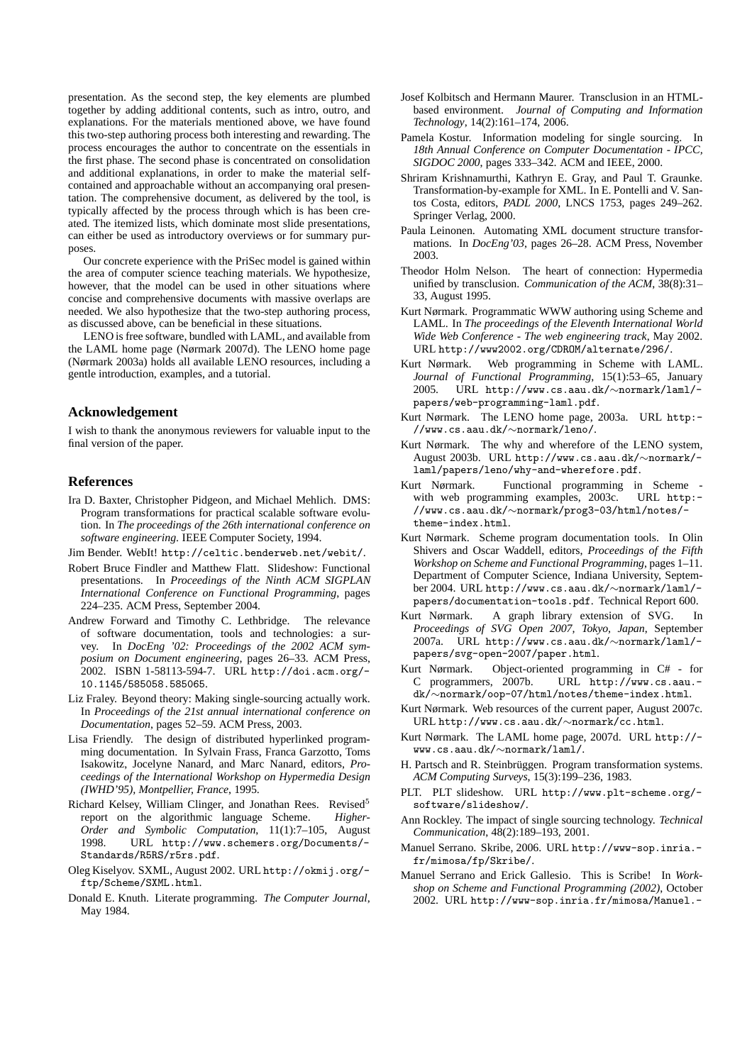presentation. As the second step, the key elements are plumbed together by adding additional contents, such as intro, outro, and explanations. For the materials mentioned above, we have found this two-step authoring process both interesting and rewarding. The process encourages the author to concentrate on the essentials in the first phase. The second phase is concentrated on consolidation and additional explanations, in order to make the material self-contained and approachable without an accompanying oral presentation. The comprehensive document, as delivered by the tool, is typically affected by the process through which is has been created. The itemized lists, which dominate most slide presentations, can either be used as introductory overviews or for summary purposes.

Our concrete experience with the PriSec model is gained within the area of computer science teaching materials. We hypothesize, however, that the model can be used in other situations where concise and comprehensive documents with massive overlaps are needed. We also hypothesize that the two-step authoring process, as discussed above, can be beneficial in these situations.

LENO is free software, bundled with LAML, and available from the LAML home page (Nørmark 2007d). The LENO home page (Nørmark 2003a) holds all available LENO resources, including a gentle introduction, examples, and a tutorial.

## Acknowledgement

I wish to thank the anonymous reviewers for valuable input to the final version of the paper.

## References

Ira D. Baxter, Christopher Pidgeon, and Michael Mehlich. DMS: Program transformations for practical scalable software evolution. In *The proceedings of the 26th international conference on software engineering*. IEEE Computer Society, 1994.

Jim Bender. WebIt! `http://celtic.benderweb.net/webit/`.

Robert Bruce Findler and Matthew Flatt. Slideshow: Functional presentations. In *Proceedings of the Ninth ACM SIGPLAN International Conference on Functional Programming*, pages 224–235. ACM Press, September 2004.

Andrew Forward and Timothy C. Lethbridge. The relevance of software documentation, tools and technologies: a survey. In *DocEng '02: Proceedings of the 2002 ACM symposium on Document engineering*, pages 26–33. ACM Press, 2002. ISBN 1-58113-594-7. URL `http://doi.acm.org/10.1145/585058.585065`.

Liz Fraley. Beyond theory: Making single-sourcing actually work. In *Proceedings of the 21st annual international conference on Documentation*, pages 52–59. ACM Press, 2003.

Lisa Friendly. The design of distributed hyperlinked programming documentation. In Sylvain Frass, Franca Garzotto, Toms Isakowitz, Jocelyne Nanard, and Marc Nanard, editors, *Proceedings of the International Workshop on Hypermedia Design (IWHD'95), Montpellier, France*, 1995.

Richard Kelsey, William Clinger, and Jonathan Rees. Revised$^5$ report on the algorithmic language Scheme. *Higher-Order and Symbolic Computation*, 11(1):7–105, August 1998. URL `http://www.schemers.org/Documents/Standards/R5RS/r5rs.pdf`.

Oleg Kiselyov. SXML, August 2002. URL `http://okmij.org/ftp/Scheme/SXML.html`.

Donald E. Knuth. Literate programming. *The Computer Journal*, May 1984.

Josef Kolbitsch and Hermann Maurer. Transclusion in an HTML-based environment. *Journal of Computing and Information Technology*, 14(2):161–174, 2006.

Pamela Kostur. Information modeling for single sourcing. In *18th Annual Conference on Computer Documentation - IPCC, SIGDOC 2000*, pages 333–342. ACM and IEEE, 2000.

Shriram Krishnamurthi, Kathryn E. Gray, and Paul T. Graunke. Transformation-by-example for XML. In E. Pontelli and V. Santos Costa, editors, *PADL 2000*, LNCS 1753, pages 249–262. Springer Verlag, 2000.

Paula Leinonen. Automating XML document structure transformations. In *DocEng'03*, pages 26–28. ACM Press, November 2003.

Theodor Holm Nelson. The heart of connection: Hypermedia unified by transclusion. *Communication of the ACM*, 38(8):31–33, August 1995.

Kurt Nørmark. Programmatic WWW authoring using Scheme and LAML. In *The proceedings of the Eleventh International World Wide Web Conference - The web engineering track*, May 2002. URL `http://www2002.org/CDROM/alternate/296/`.

Kurt Nørmark. Web programming in Scheme with LAML. *Journal of Functional Programming*, 15(1):53–65, January 2005. URL `http://www.cs.aau.dk/~normark/laml/papers/web-programming-laml.pdf`.

Kurt Nørmark. The LENO home page, 2003a. URL `http://www.cs.aau.dk/~normark/leno/`.

Kurt Nørmark. The why and wherefore of the LENO system, August 2003b. URL `http://www.cs.aau.dk/~normark/laml/papers/leno/why-and-wherefore.pdf`.

Kurt Nørmark. Functional programming in Scheme - with web programming examples, 2003c. URL `http://www.cs.aau.dk/~normark/prog3-03/html/notes/theme-index.html`.

Kurt Nørmark. Scheme program documentation tools. In Olin Shivers and Oscar Waddell, editors, *Proceedings of the Fifth Workshop on Scheme and Functional Programming*, pages 1–11. Department of Computer Science, Indiana University, September 2004. URL `http://www.cs.aau.dk/~normark/laml/papers/documentation-tools.pdf`. Technical Report 600.

Kurt Nørmark. A graph library extension of SVG. In *Proceedings of SVG Open 2007, Tokyo, Japan*, September 2007a. URL `http://www.cs.aau.dk/~normark/laml/papers/svg-open-2007/paper.html`.

Kurt Nørmark. Object-oriented programming in C# - for C programmers, 2007b. URL `http://www.cs.aau.dk/~normark/oop-07/html/notes/theme-index.html`.

Kurt Nørmark. Web resources of the current paper, August 2007c. URL `http://www.cs.aau.dk/~normark/cc.html`.

Kurt Nørmark. The LAML home page, 2007d. URL `http://www.cs.aau.dk/~normark/laml/`.

H. Partsch and R. Steinbrüggen. Program transformation systems. *ACM Computing Surveys*, 15(3):199–236, 1983.

PLT. PLT slideshow. URL `http://www.plt-scheme.org/software/slideshow/`.

Ann Rockley. The impact of single sourcing technology. *Technical Communication*, 48(2):189–193, 2001.

Manuel Serrano. Skribe, 2006. URL `http://www-sop.inria.fr/mimosa/fp/Skribe/`.

Manuel Serrano and Erick Gallesio. This is Scribe! In *Workshop on Scheme and Functional Programming (2002)*, October 2002. URL `http://www-sop.inria.fr/mimosa/Manuel.-`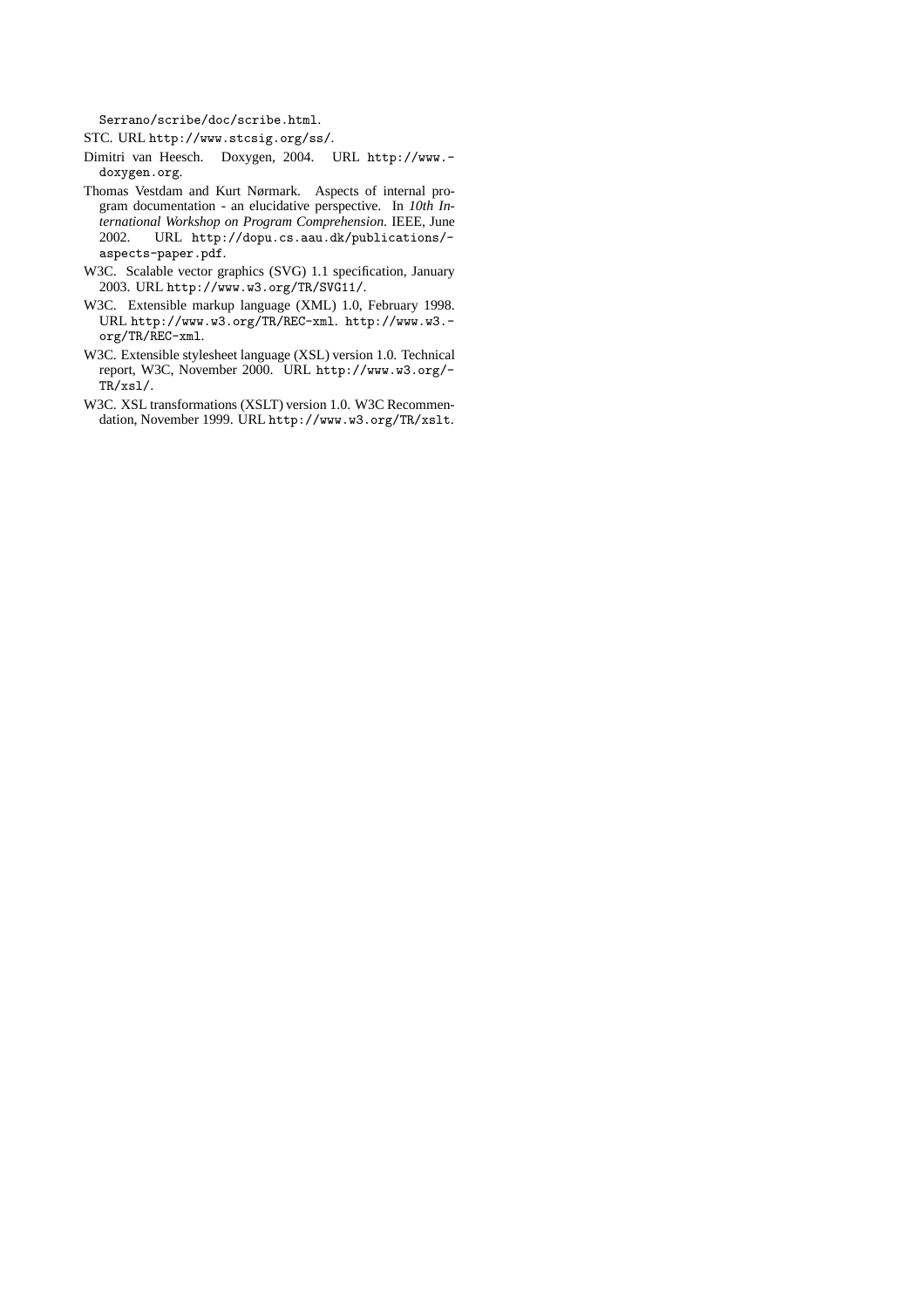Serrano/scribe/doc/scribe.html.

STC. URL http://www.stcsig.org/ss/.

Dimitri van Heesch. Doxygen, 2004. URL http://www.doxygen.org.

Thomas Vestdam and Kurt Nørmark. Aspects of internal program documentation - an elucidative perspective. In *10th International Workshop on Program Comprehension*. IEEE, June 2002. URL http://dopu.cs.aau.dk/publications/aspects-paper.pdf.

W3C. Scalable vector graphics (SVG) 1.1 specification, January 2003. URL http://www.w3.org/TR/SVG11/.

W3C. Extensible markup language (XML) 1.0, February 1998. URL http://www.w3.org/TR/REC-xml. http://www.w3.org/TR/REC-xml.

W3C. Extensible stylesheet language (XSL) version 1.0. Technical report, W3C, November 2000. URL http://www.w3.org/TR/xsl/.

W3C. XSL transformations (XSLT) version 1.0. W3C Recommendation, November 1999. URL http://www.w3.org/TR/xslt.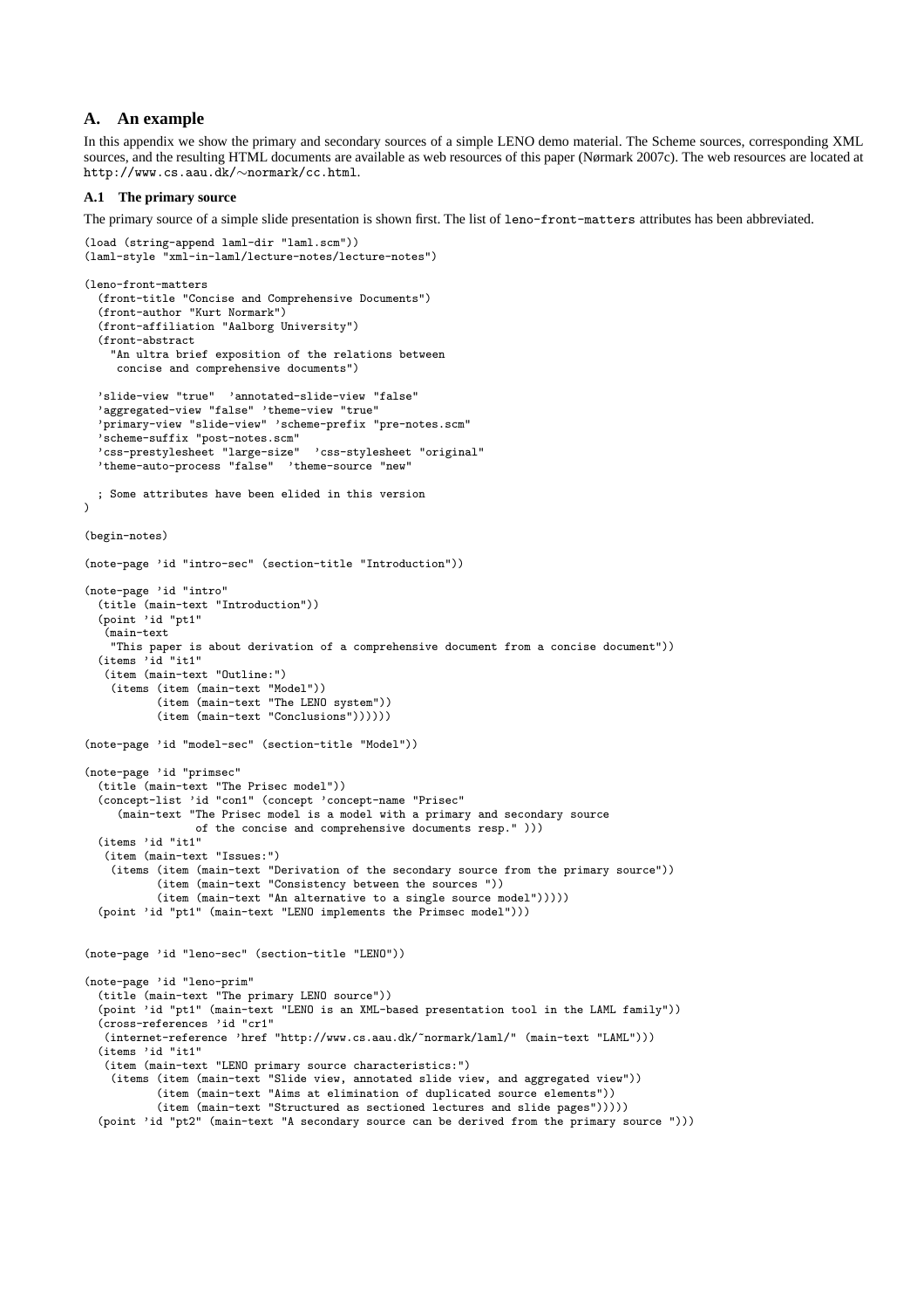## A. An example

In this appendix we show the primary and secondary sources of a simple LENO demo material. The Scheme sources, corresponding XML sources, and the resulting HTML documents are available as web resources of this paper (Nørmark 2007c). The web resources are located at `http://www.cs.aau.dk/~normark/cc.html`.

### A.1 The primary source

The primary source of a simple slide presentation is shown first. The list of `leno-front-matters` attributes has been abbreviated.

```
(load (string-append laml-dir "laml.scm"))
(laml-style "xml-in-laml/lecture-notes/lecture-notes")

(leno-front-matters
  (front-title "Concise and Comprehensive Documents")
  (front-author "Kurt Normark")
  (front-affiliation "Aalborg University")
  (front-abstract
    "An ultra brief exposition of the relations between
     concise and comprehensive documents")

  'slide-view "true"  'annotated-slide-view "false"
  'aggregated-view "false" 'theme-view "true"
  'primary-view "slide-view" 'scheme-prefix "pre-notes.scm"
  'scheme-suffix "post-notes.scm"
  'css-prestylesheet "large-size"  'css-stylesheet "original"
  'theme-auto-process "false"  'theme-source "new"

  ; Some attributes have been elided in this version
)

(begin-notes)

(note-page 'id "intro-sec" (section-title "Introduction"))

(note-page 'id "intro"
  (title (main-text "Introduction"))
  (point 'id "pt1"
   (main-text
    "This paper is about derivation of a comprehensive document from a concise document"))
  (items 'id "it1"
   (item (main-text "Outline:")
    (items (item (main-text "Model"))
           (item (main-text "The LENO system"))
           (item (main-text "Conclusions"))))))

(note-page 'id "model-sec" (section-title "Model"))

(note-page 'id "primsec"
  (title (main-text "The Prisec model"))
  (concept-list 'id "con1" (concept 'concept-name "Prisec"
     (main-text "The Prisec model is a model with a primary and secondary source
                 of the concise and comprehensive documents resp." )))
  (items 'id "it1"
   (item (main-text "Issues:")
    (items (item (main-text "Derivation of the secondary source from the primary source"))
           (item (main-text "Consistency between the sources "))
           (item (main-text "An alternative to a single source model")))))
  (point 'id "pt1" (main-text "LENO implements the Primsec model")))


(note-page 'id "leno-sec" (section-title "LENO"))

(note-page 'id "leno-prim"
  (title (main-text "The primary LENO source"))
  (point 'id "pt1" (main-text "LENO is an XML-based presentation tool in the LAML family"))
  (cross-references 'id "cr1"
   (internet-reference 'href "http://www.cs.aau.dk/~normark/laml/" (main-text "LAML")))
  (items 'id "it1"
   (item (main-text "LENO primary source characteristics:")
    (items (item (main-text "Slide view, annotated slide view, and aggregated view"))
           (item (main-text "Aims at elimination of duplicated source elements"))
           (item (main-text "Structured as sectioned lectures and slide pages")))))
  (point 'id "pt2" (main-text "A secondary source can be derived from the primary source ")))
```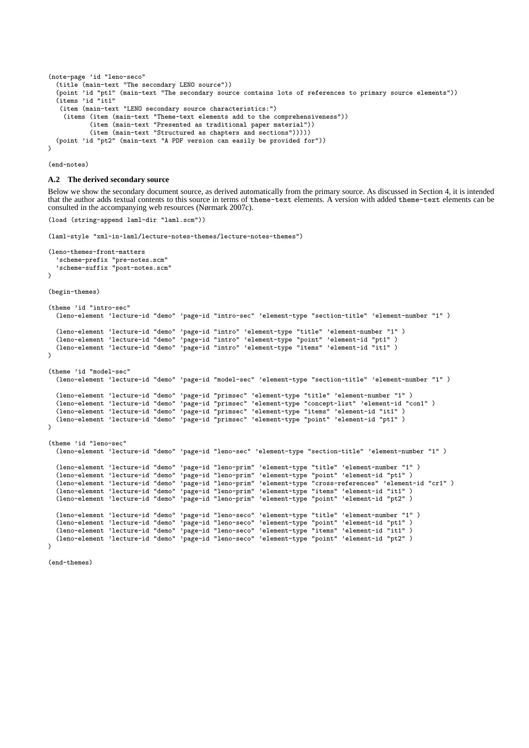```
(note-page 'id "leno-seco"
  (title (main-text "The secondary LENO source"))
  (point 'id "pt1" (main-text "The secondary source contains lots of references to primary source elements"))
  (items 'id "it1"
   (item (main-text "LENO secondary source characteristics:")
    (items (item (main-text "Theme-text elements add to the comprehensiveness"))
           (item (main-text "Presented as traditional paper material"))
           (item (main-text "Structured as chapters and sections")))))
  (point 'id "pt2" (main-text "A PDF version can easily be provided for"))
)

(end-notes)
```

### A.2 The derived secondary source

Below we show the secondary document source, as derived automatically from the primary source. As discussed in Section 4, it is intended that the author adds textual contents to this source in terms of `theme-text` elements. A version with added `theme-text` elements can be consulted in the accompanying web resources (Nørmark 2007c).

```
(load (string-append laml-dir "laml.scm"))

(laml-style "xml-in-laml/lecture-notes-themes/lecture-notes-themes")

(leno-themes-front-matters
  'scheme-prefix "pre-notes.scm"
  'scheme-suffix "post-notes.scm"
)

(begin-themes)

(theme 'id "intro-sec"
  (leno-element 'lecture-id "demo" 'page-id "intro-sec" 'element-type "section-title" 'element-number "1" )

  (leno-element 'lecture-id "demo" 'page-id "intro" 'element-type "title" 'element-number "1" )
  (leno-element 'lecture-id "demo" 'page-id "intro" 'element-type "point" 'element-id "pt1" )
  (leno-element 'lecture-id "demo" 'page-id "intro" 'element-type "items" 'element-id "it1" )
)

(theme 'id "model-sec"
  (leno-element 'lecture-id "demo" 'page-id "model-sec" 'element-type "section-title" 'element-number "1" )

  (leno-element 'lecture-id "demo" 'page-id "primsec" 'element-type "title" 'element-number "1" )
  (leno-element 'lecture-id "demo" 'page-id "primsec" 'element-type "concept-list" 'element-id "con1" )
  (leno-element 'lecture-id "demo" 'page-id "primsec" 'element-type "items" 'element-id "it1" )
  (leno-element 'lecture-id "demo" 'page-id "primsec" 'element-type "point" 'element-id "pt1" )
)

(theme 'id "leno-sec"
  (leno-element 'lecture-id "demo" 'page-id "leno-sec" 'element-type "section-title" 'element-number "1" )

  (leno-element 'lecture-id "demo" 'page-id "leno-prim" 'element-type "title" 'element-number "1" )
  (leno-element 'lecture-id "demo" 'page-id "leno-prim" 'element-type "point" 'element-id "pt1" )
  (leno-element 'lecture-id "demo" 'page-id "leno-prim" 'element-type "cross-references" 'element-id "cr1" )
  (leno-element 'lecture-id "demo" 'page-id "leno-prim" 'element-type "items" 'element-id "it1" )
  (leno-element 'lecture-id "demo" 'page-id "leno-prim" 'element-type "point" 'element-id "pt2" )

  (leno-element 'lecture-id "demo" 'page-id "leno-seco" 'element-type "title" 'element-number "1" )
  (leno-element 'lecture-id "demo" 'page-id "leno-seco" 'element-type "point" 'element-id "pt1" )
  (leno-element 'lecture-id "demo" 'page-id "leno-seco" 'element-type "items" 'element-id "it1" )
  (leno-element 'lecture-id "demo" 'page-id "leno-seco" 'element-type "point" 'element-id "pt2" )
)

(end-themes)
```